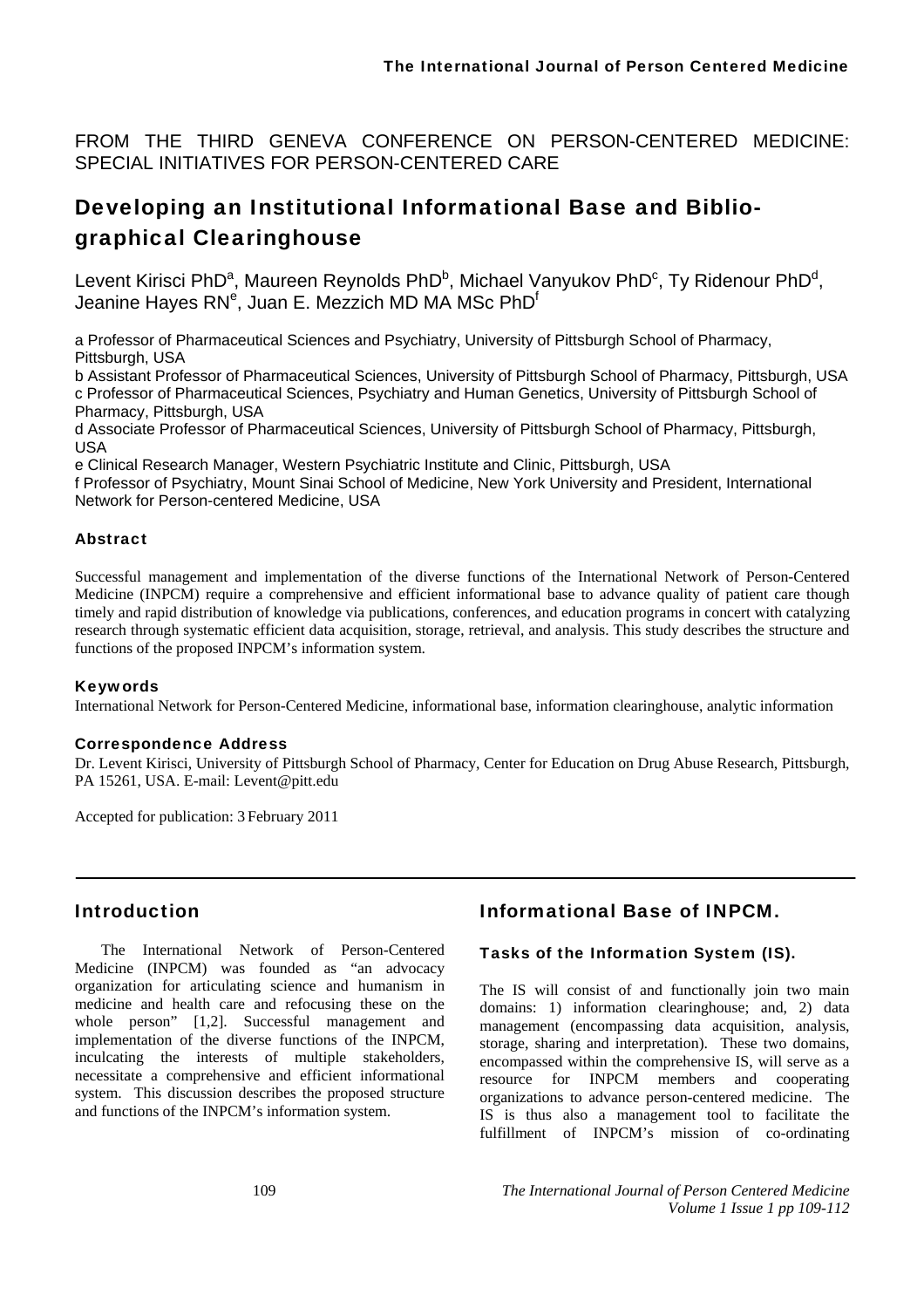FROM THE THIRD GENEVA CONFERENCE ON PERSON-CENTERED MEDICINE: SPECIAL INITIATIVES FOR PERSON-CENTERED CARE

# Developing an Institutional Informational Base and Bibliographical Clearinghouse

Levent Kirisci PhD[a], Maureen Reynolds PhD[b], Michael Vanyukov PhD[c], Ty Ridenour PhD[d], Jeanine Hayes RN[e], Juan E. Mezzich MD MA MSc PhD[f]

a Professor of Pharmaceutical Sciences and Psychiatry, University of Pittsburgh School of Pharmacy, Pittsburgh, USA
b Assistant Professor of Pharmaceutical Sciences, University of Pittsburgh School of Pharmacy, Pittsburgh, USA
c Professor of Pharmaceutical Sciences, Psychiatry and Human Genetics, University of Pittsburgh School of Pharmacy, Pittsburgh, USA
d Associate Professor of Pharmaceutical Sciences, University of Pittsburgh School of Pharmacy, Pittsburgh, USA
e Clinical Research Manager, Western Psychiatric Institute and Clinic, Pittsburgh, USA
f Professor of Psychiatry, Mount Sinai School of Medicine, New York University and President, International Network for Person-centered Medicine, USA

### Abstract

Successful management and implementation of the diverse functions of the International Network of Person-Centered Medicine (INPCM) require a comprehensive and efficient informational base to advance quality of patient care though timely and rapid distribution of knowledge via publications, conferences, and education programs in concert with catalyzing research through systematic efficient data acquisition, storage, retrieval, and analysis. This study describes the structure and functions of the proposed INPCM's information system.

### Keywords

International Network for Person-Centered Medicine, informational base, information clearinghouse, analytic information

### Correspondence Address

Dr. Levent Kirisci, University of Pittsburgh School of Pharmacy, Center for Education on Drug Abuse Research, Pittsburgh, PA 15261, USA. E-mail: Levent@pitt.edu

Accepted for publication: 3 February 2011

## Introduction

The International Network of Person-Centered Medicine (INPCM) was founded as "an advocacy organization for articulating science and humanism in medicine and health care and refocusing these on the whole person" [1,2]. Successful management and implementation of the diverse functions of the INPCM, inculcating the interests of multiple stakeholders, necessitate a comprehensive and efficient informational system. This discussion describes the proposed structure and functions of the INPCM's information system.

## Informational Base of INPCM.

### Tasks of the Information System (IS).

The IS will consist of and functionally join two main domains: 1) information clearinghouse; and, 2) data management (encompassing data acquisition, analysis, storage, sharing and interpretation). These two domains, encompassed within the comprehensive IS, will serve as a resource for INPCM members and cooperating organizations to advance person-centered medicine. The IS is thus also a management tool to facilitate the fulfillment of INPCM's mission of co-ordinating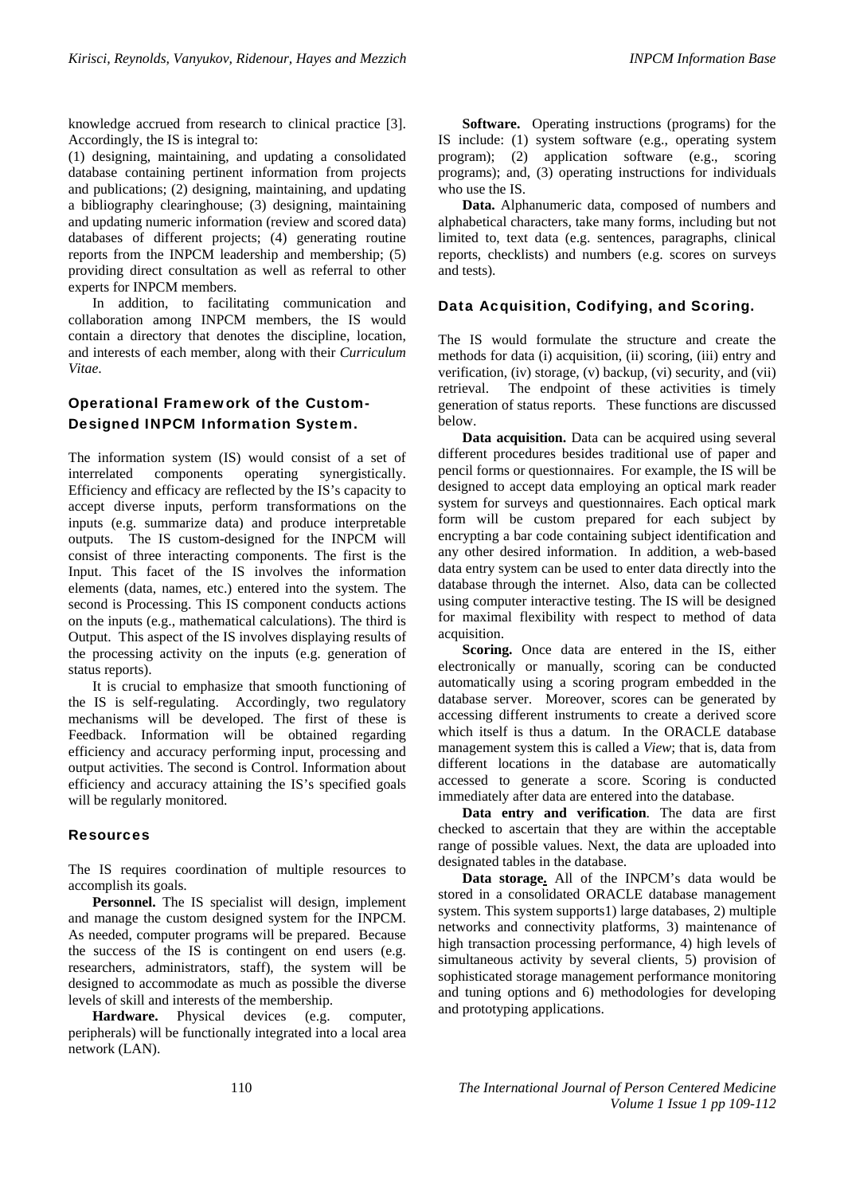knowledge accrued from research to clinical practice [3]. Accordingly, the IS is integral to:

(1) designing, maintaining, and updating a consolidated database containing pertinent information from projects and publications; (2) designing, maintaining, and updating a bibliography clearinghouse; (3) designing, maintaining and updating numeric information (review and scored data) databases of different projects; (4) generating routine reports from the INPCM leadership and membership; (5) providing direct consultation as well as referral to other experts for INPCM members.

In addition, to facilitating communication and collaboration among INPCM members, the IS would contain a directory that denotes the discipline, location, and interests of each member, along with their *Curriculum Vitae*.

## Operational Framework of the Custom-Designed INPCM Information System.

The information system (IS) would consist of a set of interrelated components operating synergistically. Efficiency and efficacy are reflected by the IS's capacity to accept diverse inputs, perform transformations on the inputs (e.g. summarize data) and produce interpretable outputs. The IS custom-designed for the INPCM will consist of three interacting components. The first is the Input. This facet of the IS involves the information elements (data, names, etc.) entered into the system. The second is Processing. This IS component conducts actions on the inputs (e.g., mathematical calculations). The third is Output. This aspect of the IS involves displaying results of the processing activity on the inputs (e.g. generation of status reports).

It is crucial to emphasize that smooth functioning of the IS is self-regulating. Accordingly, two regulatory mechanisms will be developed. The first of these is Feedback. Information will be obtained regarding efficiency and accuracy performing input, processing and output activities. The second is Control. Information about efficiency and accuracy attaining the IS's specified goals will be regularly monitored.

## Resources

The IS requires coordination of multiple resources to accomplish its goals.

**Personnel.** The IS specialist will design, implement and manage the custom designed system for the INPCM. As needed, computer programs will be prepared. Because the success of the IS is contingent on end users (e.g. researchers, administrators, staff), the system will be designed to accommodate as much as possible the diverse levels of skill and interests of the membership.

**Hardware.** Physical devices (e.g. computer, peripherals) will be functionally integrated into a local area network (LAN).

**Software.** Operating instructions (programs) for the IS include: (1) system software (e.g., operating system program); (2) application software (e.g., scoring programs); and, (3) operating instructions for individuals who use the IS.

**Data.** Alphanumeric data, composed of numbers and alphabetical characters, take many forms, including but not limited to, text data (e.g. sentences, paragraphs, clinical reports, checklists) and numbers (e.g. scores on surveys and tests).

## Data Acquisition, Codifying, and Scoring.

The IS would formulate the structure and create the methods for data (i) acquisition, (ii) scoring, (iii) entry and verification, (iv) storage, (v) backup, (vi) security, and (vii) retrieval. The endpoint of these activities is timely generation of status reports. These functions are discussed below.

**Data acquisition.** Data can be acquired using several different procedures besides traditional use of paper and pencil forms or questionnaires. For example, the IS will be designed to accept data employing an optical mark reader system for surveys and questionnaires. Each optical mark form will be custom prepared for each subject by encrypting a bar code containing subject identification and any other desired information. In addition, a web-based data entry system can be used to enter data directly into the database through the internet. Also, data can be collected using computer interactive testing. The IS will be designed for maximal flexibility with respect to method of data acquisition.

**Scoring.** Once data are entered in the IS, either electronically or manually, scoring can be conducted automatically using a scoring program embedded in the database server. Moreover, scores can be generated by accessing different instruments to create a derived score which itself is thus a datum. In the ORACLE database management system this is called a *View*; that is, data from different locations in the database are automatically accessed to generate a score. Scoring is conducted immediately after data are entered into the database.

**Data entry and verification**. The data are first checked to ascertain that they are within the acceptable range of possible values. Next, the data are uploaded into designated tables in the database.

**Data storage.** All of the INPCM's data would be stored in a consolidated ORACLE database management system. This system supports1) large databases, 2) multiple networks and connectivity platforms, 3) maintenance of high transaction processing performance, 4) high levels of simultaneous activity by several clients, 5) provision of sophisticated storage management performance monitoring and tuning options and 6) methodologies for developing and prototyping applications.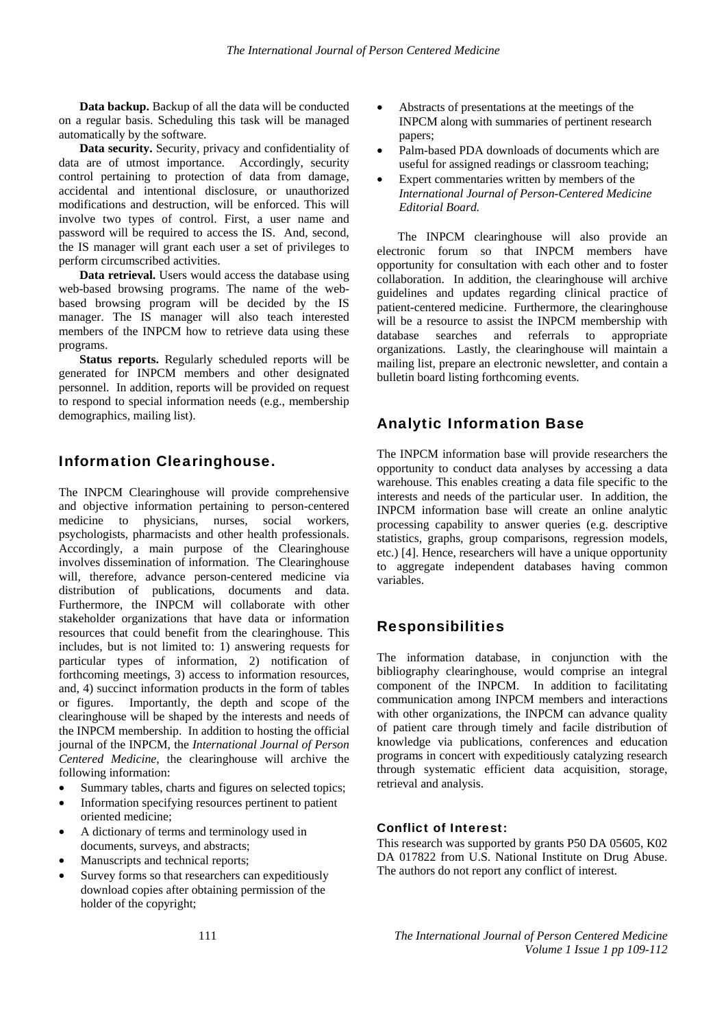**Data backup.** Backup of all the data will be conducted on a regular basis. Scheduling this task will be managed automatically by the software.

**Data security.** Security, privacy and confidentiality of data are of utmost importance. Accordingly, security control pertaining to protection of data from damage, accidental and intentional disclosure, or unauthorized modifications and destruction, will be enforced. This will involve two types of control. First, a user name and password will be required to access the IS. And, second, the IS manager will grant each user a set of privileges to perform circumscribed activities.

**Data retrieval.** Users would access the database using web-based browsing programs. The name of the web-based browsing program will be decided by the IS manager. The IS manager will also teach interested members of the INPCM how to retrieve data using these programs.

**Status reports.** Regularly scheduled reports will be generated for INPCM members and other designated personnel. In addition, reports will be provided on request to respond to special information needs (e.g., membership demographics, mailing list).

## Information Clearinghouse.

The INPCM Clearinghouse will provide comprehensive and objective information pertaining to person-centered medicine to physicians, nurses, social workers, psychologists, pharmacists and other health professionals. Accordingly, a main purpose of the Clearinghouse involves dissemination of information. The Clearinghouse will, therefore, advance person-centered medicine via distribution of publications, documents and data. Furthermore, the INPCM will collaborate with other stakeholder organizations that have data or information resources that could benefit from the clearinghouse. This includes, but is not limited to: 1) answering requests for particular types of information, 2) notification of forthcoming meetings, 3) access to information resources, and, 4) succinct information products in the form of tables or figures. Importantly, the depth and scope of the clearinghouse will be shaped by the interests and needs of the INPCM membership. In addition to hosting the official journal of the INPCM, the *International Journal of Person Centered Medicine*, the clearinghouse will archive the following information:

- Summary tables, charts and figures on selected topics;
- Information specifying resources pertinent to patient oriented medicine;
- A dictionary of terms and terminology used in documents, surveys, and abstracts;
- Manuscripts and technical reports;
- Survey forms so that researchers can expeditiously download copies after obtaining permission of the holder of the copyright;
- Abstracts of presentations at the meetings of the INPCM along with summaries of pertinent research papers;
- Palm-based PDA downloads of documents which are useful for assigned readings or classroom teaching;
- Expert commentaries written by members of the *International Journal of Person-Centered Medicine Editorial Board.*

The INPCM clearinghouse will also provide an electronic forum so that INPCM members have opportunity for consultation with each other and to foster collaboration. In addition, the clearinghouse will archive guidelines and updates regarding clinical practice of patient-centered medicine. Furthermore, the clearinghouse will be a resource to assist the INPCM membership with database searches and referrals to appropriate organizations. Lastly, the clearinghouse will maintain a mailing list, prepare an electronic newsletter, and contain a bulletin board listing forthcoming events.

## Analytic Information Base

The INPCM information base will provide researchers the opportunity to conduct data analyses by accessing a data warehouse. This enables creating a data file specific to the interests and needs of the particular user. In addition, the INPCM information base will create an online analytic processing capability to answer queries (e.g. descriptive statistics, graphs, group comparisons, regression models, etc.) [4]. Hence, researchers will have a unique opportunity to aggregate independent databases having common variables.

## Responsibilities

The information database, in conjunction with the bibliography clearinghouse, would comprise an integral component of the INPCM. In addition to facilitating communication among INPCM members and interactions with other organizations, the INPCM can advance quality of patient care through timely and facile distribution of knowledge via publications, conferences and education programs in concert with expeditiously catalyzing research through systematic efficient data acquisition, storage, retrieval and analysis.

### Conflict of Interest:

This research was supported by grants P50 DA 05605, K02 DA 017822 from U.S. National Institute on Drug Abuse. The authors do not report any conflict of interest.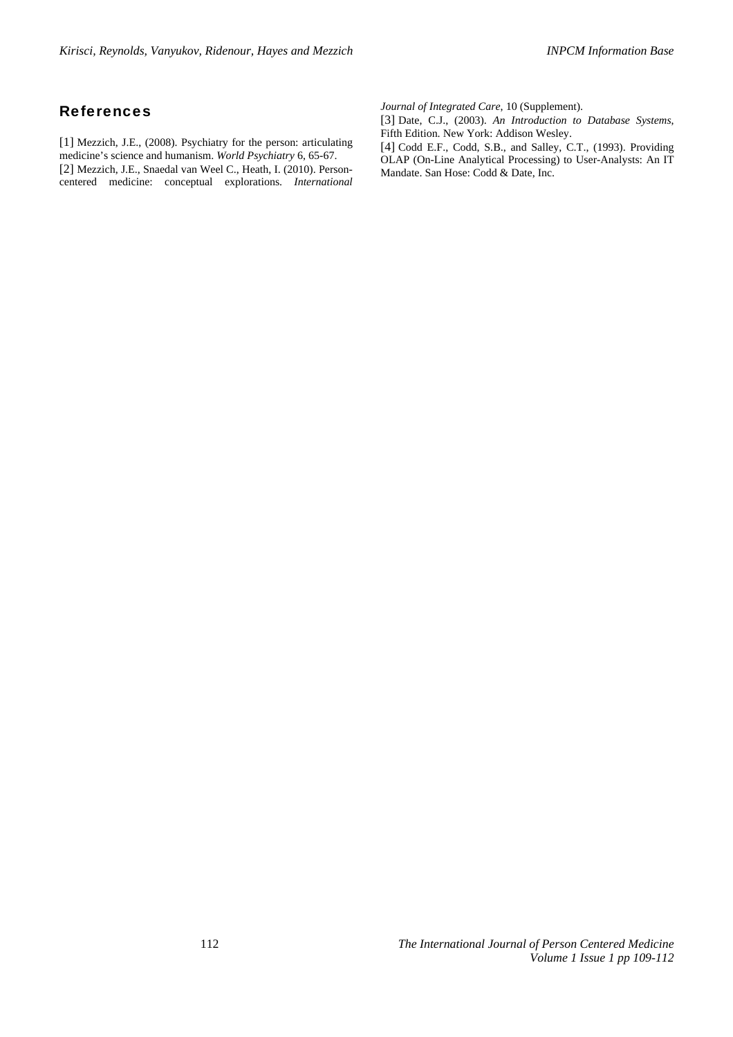## References

[1] Mezzich, J.E., (2008). Psychiatry for the person: articulating medicine's science and humanism. *World Psychiatry* 6, 65-67.

[2] Mezzich, J.E., Snaedal van Weel C., Heath, I. (2010). Person-centered medicine: conceptual explorations. *International Journal of Integrated Care*, 10 (Supplement).

[3] Date, C.J., (2003). *An Introduction to Database Systems*, Fifth Edition. New York: Addison Wesley.

[4] Codd E.F., Codd, S.B., and Salley, C.T., (1993). Providing OLAP (On-Line Analytical Processing) to User-Analysts: An IT Mandate. San Hose: Codd & Date, Inc.